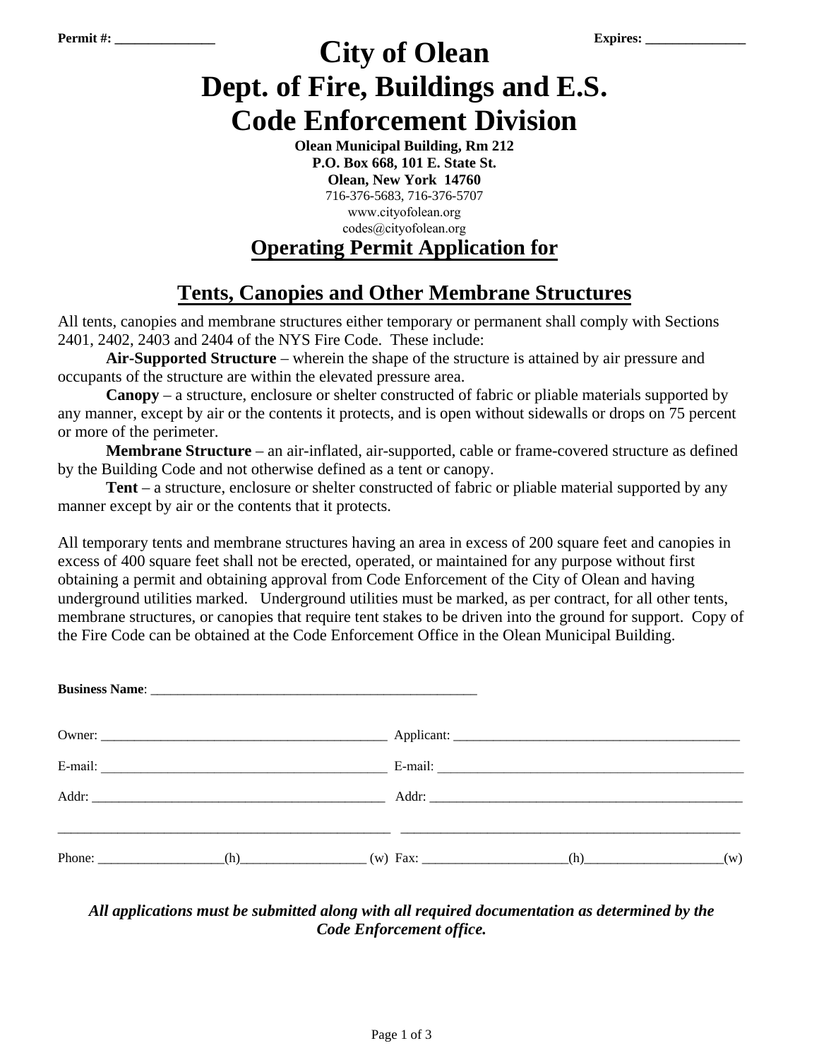**Permit #: _______________** **Expires: _______________**

# City of Olean
# Dept. of Fire, Buildings and E.S.
# Code Enforcement Division

**Olean Municipal Building, Rm 212**
**P.O. Box 668, 101 E. State St.**
**Olean, New York 14760**
716-376-5683, 716-376-5707
www.cityofolean.org
codes@cityofolean.org

## Operating Permit Application for

## Tents, Canopies and Other Membrane Structures

All tents, canopies and membrane structures either temporary or permanent shall comply with Sections 2401, 2402, 2403 and 2404 of the NYS Fire Code. These include:

**Air-Supported Structure** – wherein the shape of the structure is attained by air pressure and occupants of the structure are within the elevated pressure area.

**Canopy** – a structure, enclosure or shelter constructed of fabric or pliable materials supported by any manner, except by air or the contents it protects, and is open without sidewalls or drops on 75 percent or more of the perimeter.

**Membrane Structure** – an air-inflated, air-supported, cable or frame-covered structure as defined by the Building Code and not otherwise defined as a tent or canopy.

**Tent** – a structure, enclosure or shelter constructed of fabric or pliable material supported by any manner except by air or the contents that it protects.

All temporary tents and membrane structures having an area in excess of 200 square feet and canopies in excess of 400 square feet shall not be erected, operated, or maintained for any purpose without first obtaining a permit and obtaining approval from Code Enforcement of the City of Olean and having underground utilities marked. Underground utilities must be marked, as per contract, for all other tents, membrane structures, or canopies that require tent stakes to be driven into the ground for support. Copy of the Fire Code can be obtained at the Code Enforcement Office in the Olean Municipal Building.

**Business Name**: ___________________________________________________

Owner: ____________________________________________ Applicant: ____________________________________________

E-mail: ____________________________________________ E-mail: ______________________________________________

Addr: ______________________________________________ Addr: _______________________________________________

____________________________________________________ ____________________________________________________

Phone: ___________________(h)___________________ (w) Fax: ______________________(h)_____________________(w)

***All applications must be submitted along with all required documentation as determined by the Code Enforcement office.***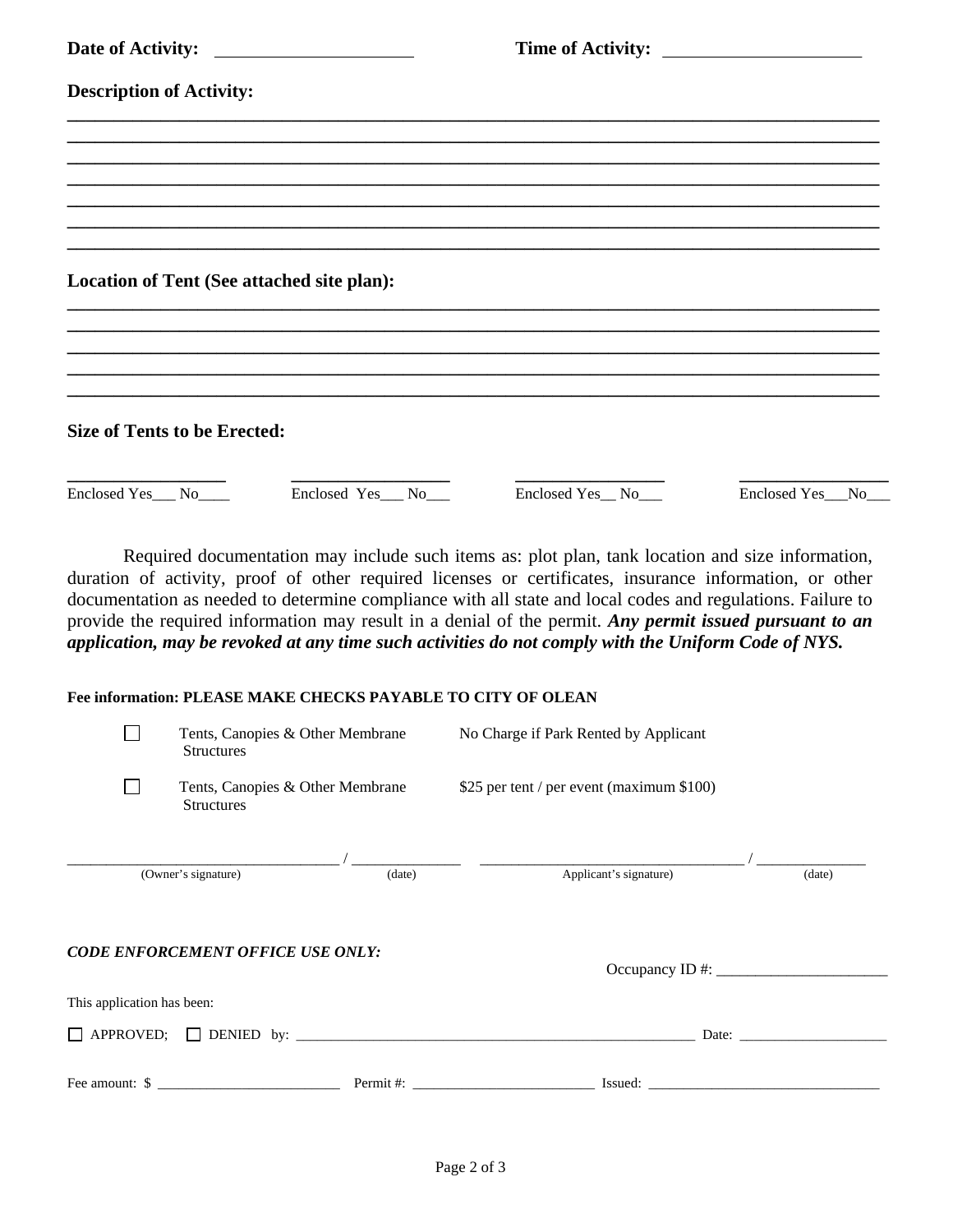**Date of Activity:** ____________________ **Time of Activity:** ____________________

**Description of Activity:**

______________________________________________________________________________
______________________________________________________________________________
______________________________________________________________________________
______________________________________________________________________________
______________________________________________________________________________
______________________________________________________________________________
______________________________________________________________________________

**Location of Tent (See attached site plan):**

______________________________________________________________________________
______________________________________________________________________________
______________________________________________________________________________
______________________________________________________________________________
______________________________________________________________________________

**Size of Tents to be Erected:**

| ________________ | ________________ | ________________ | ________________ |
|---|---|---|---|
| Enclosed Yes___ No____ | Enclosed Yes___ No___ | Enclosed Yes__ No___ | Enclosed Yes___No___ |

Required documentation may include such items as: plot plan, tank location and size information, duration of activity, proof of other required licenses or certificates, insurance information, or other documentation as needed to determine compliance with all state and local codes and regulations. Failure to provide the required information may result in a denial of the permit. ***Any permit issued pursuant to an application, may be revoked at any time such activities do not comply with the Uniform Code of NYS.***

**Fee information: PLEASE MAKE CHECKS PAYABLE TO CITY OF OLEAN**

| | | |
|---|---|---|
| ☐ | Tents, Canopies & Other Membrane Structures | No Charge if Park Rented by Applicant |
| ☐ | Tents, Canopies & Other Membrane Structures | $25 per tent / per event (maximum $100) |

______________________________ / ____________ ______________________________ / ____________
(Owner's signature) (date) Applicant's signature) (date)

***CODE ENFORCEMENT OFFICE USE ONLY:***

Occupancy ID #: ____________________

This application has been:

☐ APPROVED; ☐ DENIED by: ________________________________________________ Date: ____________________

Fee amount: $ ______________________ Permit #: ______________________ Issued: ____________________________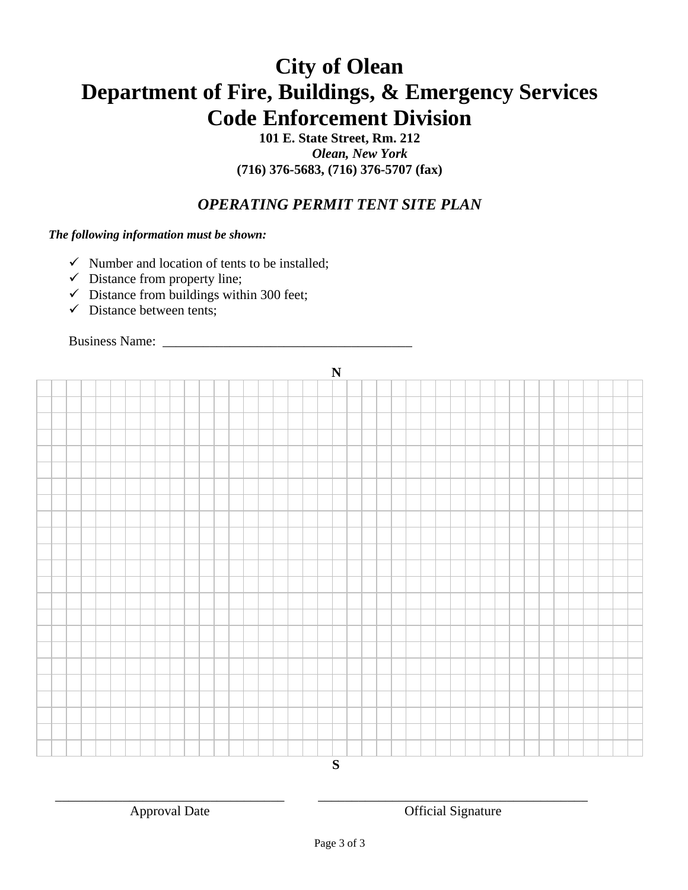# City of Olean
# Department of Fire, Buildings, & Emergency Services
# Code Enforcement Division

**101 E. State Street, Rm. 212**
***Olean, New York***
**(716) 376-5683, (716) 376-5707 (fax)**

## *OPERATING PERMIT TENT SITE PLAN*

***The following information must be shown:***

- ✓ Number and location of tents to be installed;
- ✓ Distance from property line;
- ✓ Distance from buildings within 300 feet;
- ✓ Distance between tents;

Business Name: ____________________________________

**N**

**S**

________________________________ Approval Date

________________________________________ Official Signature